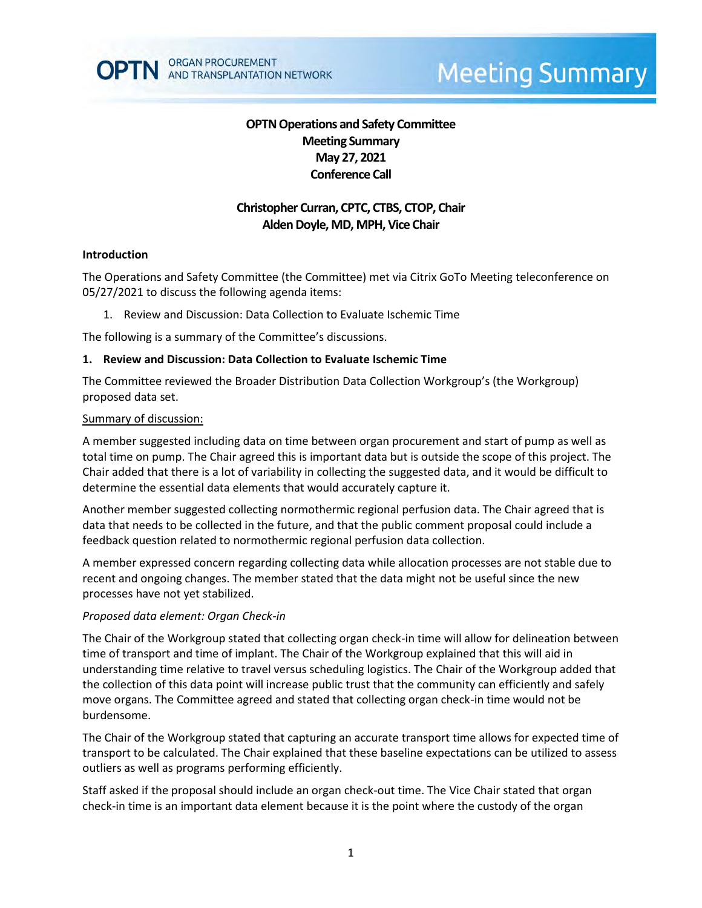OPTN ORGAN PROCUREMENT AND TRANSPLANTATION NETWORK

# Meeting Summary

**OPTN Operations and Safety Committee**
**Meeting Summary**
**May 27, 2021**
**Conference Call**

**Christopher Curran, CPTC, CTBS, CTOP, Chair**
**Alden Doyle, MD, MPH, Vice Chair**

## Introduction

The Operations and Safety Committee (the Committee) met via Citrix GoTo Meeting teleconference on 05/27/2021 to discuss the following agenda items:

1. Review and Discussion: Data Collection to Evaluate Ischemic Time

The following is a summary of the Committee's discussions.

## 1. Review and Discussion: Data Collection to Evaluate Ischemic Time

The Committee reviewed the Broader Distribution Data Collection Workgroup's (the Workgroup) proposed data set.

Summary of discussion:

A member suggested including data on time between organ procurement and start of pump as well as total time on pump. The Chair agreed this is important data but is outside the scope of this project. The Chair added that there is a lot of variability in collecting the suggested data, and it would be difficult to determine the essential data elements that would accurately capture it.

Another member suggested collecting normothermic regional perfusion data. The Chair agreed that is data that needs to be collected in the future, and that the public comment proposal could include a feedback question related to normothermic regional perfusion data collection.

A member expressed concern regarding collecting data while allocation processes are not stable due to recent and ongoing changes. The member stated that the data might not be useful since the new processes have not yet stabilized.

*Proposed data element: Organ Check-in*

The Chair of the Workgroup stated that collecting organ check-in time will allow for delineation between time of transport and time of implant. The Chair of the Workgroup explained that this will aid in understanding time relative to travel versus scheduling logistics. The Chair of the Workgroup added that the collection of this data point will increase public trust that the community can efficiently and safely move organs. The Committee agreed and stated that collecting organ check-in time would not be burdensome.

The Chair of the Workgroup stated that capturing an accurate transport time allows for expected time of transport to be calculated. The Chair explained that these baseline expectations can be utilized to assess outliers as well as programs performing efficiently.

Staff asked if the proposal should include an organ check-out time. The Vice Chair stated that organ check-in time is an important data element because it is the point where the custody of the organ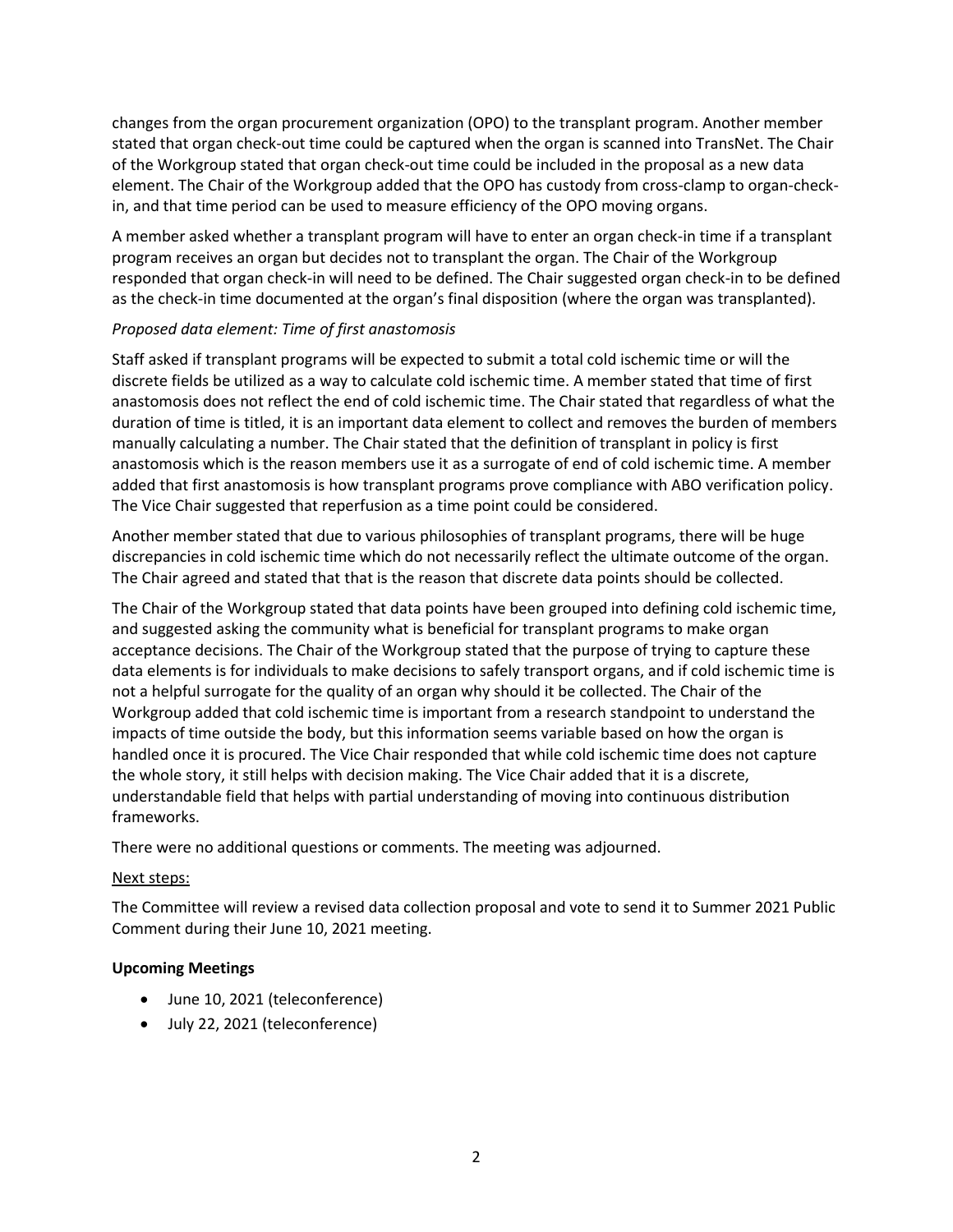changes from the organ procurement organization (OPO) to the transplant program. Another member stated that organ check-out time could be captured when the organ is scanned into TransNet. The Chair of the Workgroup stated that organ check-out time could be included in the proposal as a new data element. The Chair of the Workgroup added that the OPO has custody from cross-clamp to organ-check-in, and that time period can be used to measure efficiency of the OPO moving organs.

A member asked whether a transplant program will have to enter an organ check-in time if a transplant program receives an organ but decides not to transplant the organ. The Chair of the Workgroup responded that organ check-in will need to be defined. The Chair suggested organ check-in to be defined as the check-in time documented at the organ's final disposition (where the organ was transplanted).

*Proposed data element: Time of first anastomosis*

Staff asked if transplant programs will be expected to submit a total cold ischemic time or will the discrete fields be utilized as a way to calculate cold ischemic time. A member stated that time of first anastomosis does not reflect the end of cold ischemic time. The Chair stated that regardless of what the duration of time is titled, it is an important data element to collect and removes the burden of members manually calculating a number. The Chair stated that the definition of transplant in policy is first anastomosis which is the reason members use it as a surrogate of end of cold ischemic time. A member added that first anastomosis is how transplant programs prove compliance with ABO verification policy. The Vice Chair suggested that reperfusion as a time point could be considered.

Another member stated that due to various philosophies of transplant programs, there will be huge discrepancies in cold ischemic time which do not necessarily reflect the ultimate outcome of the organ. The Chair agreed and stated that that is the reason that discrete data points should be collected.

The Chair of the Workgroup stated that data points have been grouped into defining cold ischemic time, and suggested asking the community what is beneficial for transplant programs to make organ acceptance decisions. The Chair of the Workgroup stated that the purpose of trying to capture these data elements is for individuals to make decisions to safely transport organs, and if cold ischemic time is not a helpful surrogate for the quality of an organ why should it be collected. The Chair of the Workgroup added that cold ischemic time is important from a research standpoint to understand the impacts of time outside the body, but this information seems variable based on how the organ is handled once it is procured. The Vice Chair responded that while cold ischemic time does not capture the whole story, it still helps with decision making. The Vice Chair added that it is a discrete, understandable field that helps with partial understanding of moving into continuous distribution frameworks.

There were no additional questions or comments. The meeting was adjourned.

Next steps:

The Committee will review a revised data collection proposal and vote to send it to Summer 2021 Public Comment during their June 10, 2021 meeting.

**Upcoming Meetings**

- June 10, 2021 (teleconference)
- July 22, 2021 (teleconference)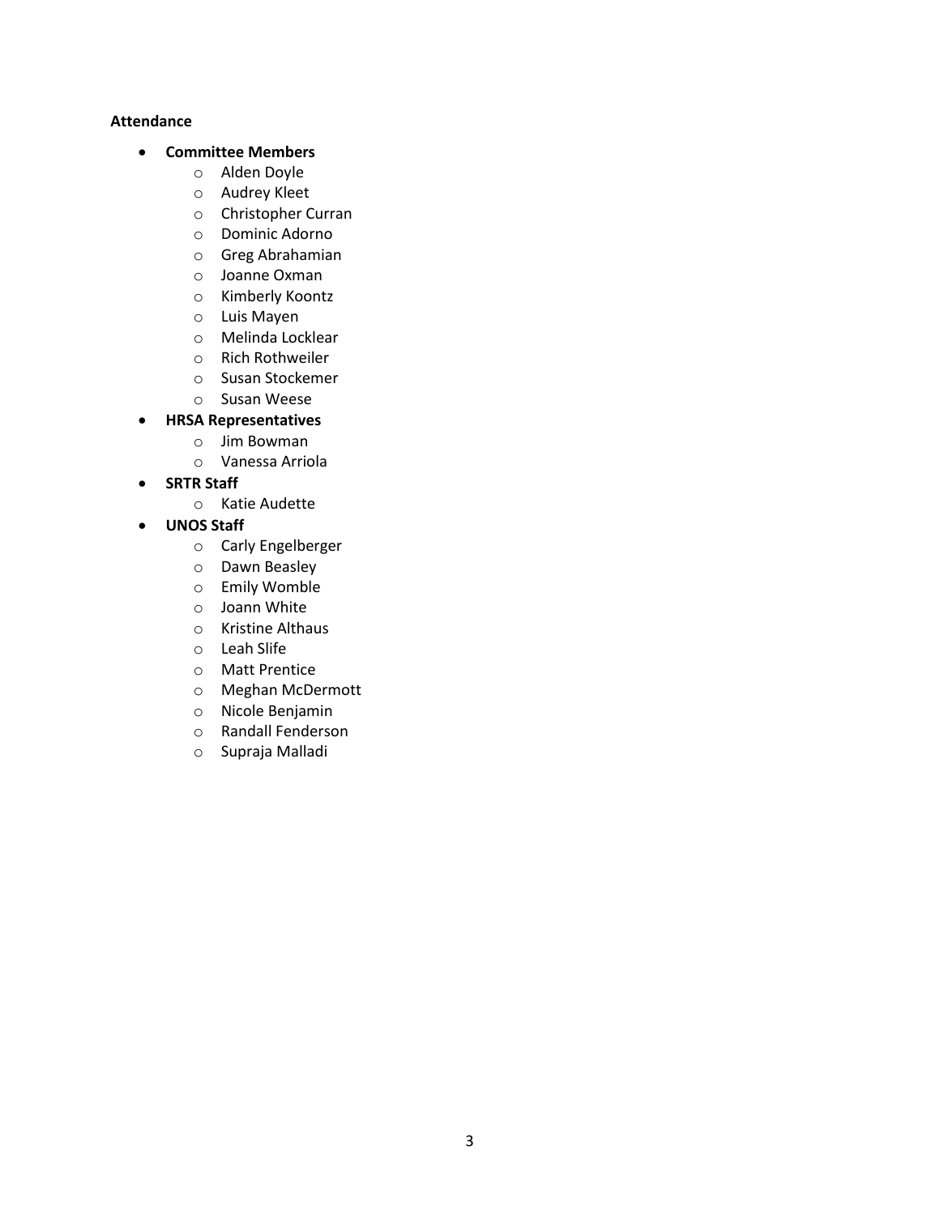**Attendance**

- **Committee Members**
    - Alden Doyle
    - Audrey Kleet
    - Christopher Curran
    - Dominic Adorno
    - Greg Abrahamian
    - Joanne Oxman
    - Kimberly Koontz
    - Luis Mayen
    - Melinda Locklear
    - Rich Rothweiler
    - Susan Stockemer
    - Susan Weese
- **HRSA Representatives**
    - Jim Bowman
    - Vanessa Arriola
- **SRTR Staff**
    - Katie Audette
- **UNOS Staff**
    - Carly Engelberger
    - Dawn Beasley
    - Emily Womble
    - Joann White
    - Kristine Althaus
    - Leah Slife
    - Matt Prentice
    - Meghan McDermott
    - Nicole Benjamin
    - Randall Fenderson
    - Supraja Malladi